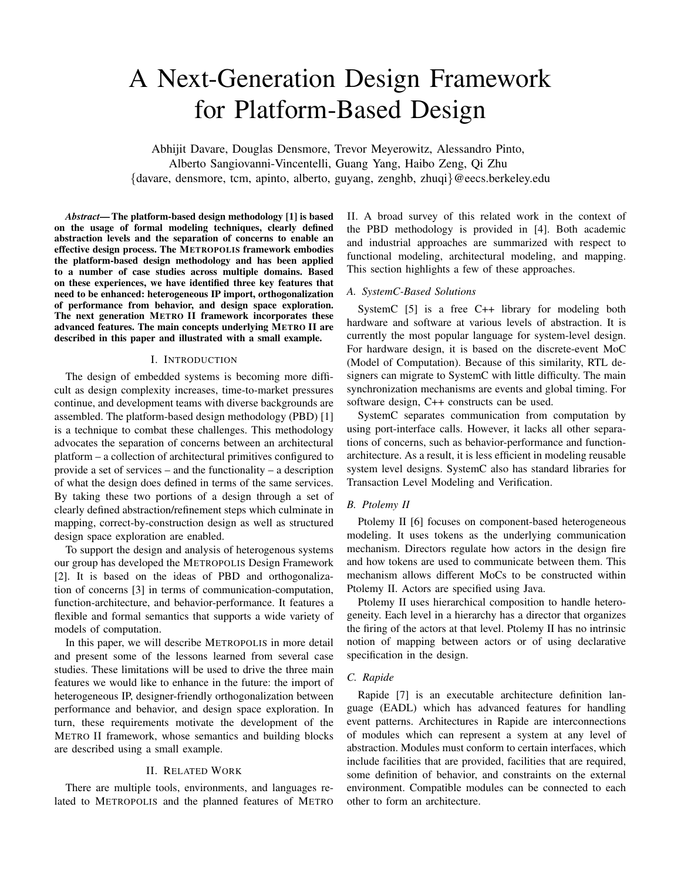# A Next-Generation Design Framework for Platform-Based Design

Abhijit Davare, Douglas Densmore, Trevor Meyerowitz, Alessandro Pinto, Alberto Sangiovanni-Vincentelli, Guang Yang, Haibo Zeng, Qi Zhu
{davare, densmore, tcm, apinto, alberto, guyang, zenghb, zhuqi}@eecs.berkeley.edu

***Abstract*— The platform-based design methodology [1] is based on the usage of formal modeling techniques, clearly defined abstraction levels and the separation of concerns to enable an effective design process. The METROPOLIS framework embodies the platform-based design methodology and has been applied to a number of case studies across multiple domains. Based on these experiences, we have identified three key features that need to be enhanced: heterogeneous IP import, orthogonalization of performance from behavior, and design space exploration. The next generation METRO II framework incorporates these advanced features. The main concepts underlying METRO II are described in this paper and illustrated with a small example.**

## I. INTRODUCTION

The design of embedded systems is becoming more difficult as design complexity increases, time-to-market pressures continue, and development teams with diverse backgrounds are assembled. The platform-based design methodology (PBD) [1] is a technique to combat these challenges. This methodology advocates the separation of concerns between an architectural platform – a collection of architectural primitives configured to provide a set of services – and the functionality – a description of what the design does defined in terms of the same services. By taking these two portions of a design through a set of clearly defined abstraction/refinement steps which culminate in mapping, correct-by-construction design as well as structured design space exploration are enabled.

To support the design and analysis of heterogenous systems our group has developed the METROPOLIS Design Framework [2]. It is based on the ideas of PBD and orthogonalization of concerns [3] in terms of communication-computation, function-architecture, and behavior-performance. It features a flexible and formal semantics that supports a wide variety of models of computation.

In this paper, we will describe METROPOLIS in more detail and present some of the lessons learned from several case studies. These limitations will be used to drive the three main features we would like to enhance in the future: the import of heterogeneous IP, designer-friendly orthogonalization between performance and behavior, and design space exploration. In turn, these requirements motivate the development of the METRO II framework, whose semantics and building blocks are described using a small example.

## II. RELATED WORK

There are multiple tools, environments, and languages related to METROPOLIS and the planned features of METRO II. A broad survey of this related work in the context of the PBD methodology is provided in [4]. Both academic and industrial approaches are summarized with respect to functional modeling, architectural modeling, and mapping. This section highlights a few of these approaches.

### *A. SystemC-Based Solutions*

SystemC [5] is a free C++ library for modeling both hardware and software at various levels of abstraction. It is currently the most popular language for system-level design. For hardware design, it is based on the discrete-event MoC (Model of Computation). Because of this similarity, RTL designers can migrate to SystemC with little difficulty. The main synchronization mechanisms are events and global timing. For software design, C++ constructs can be used.

SystemC separates communication from computation by using port-interface calls. However, it lacks all other separations of concerns, such as behavior-performance and function-architecture. As a result, it is less efficient in modeling reusable system level designs. SystemC also has standard libraries for Transaction Level Modeling and Verification.

### *B. Ptolemy II*

Ptolemy II [6] focuses on component-based heterogeneous modeling. It uses tokens as the underlying communication mechanism. Directors regulate how actors in the design fire and how tokens are used to communicate between them. This mechanism allows different MoCs to be constructed within Ptolemy II. Actors are specified using Java.

Ptolemy II uses hierarchical composition to handle heterogeneity. Each level in a hierarchy has a director that organizes the firing of the actors at that level. Ptolemy II has no intrinsic notion of mapping between actors or of using declarative specification in the design.

### *C. Rapide*

Rapide [7] is an executable architecture definition language (EADL) which has advanced features for handling event patterns. Architectures in Rapide are interconnections of modules which can represent a system at any level of abstraction. Modules must conform to certain interfaces, which include facilities that are provided, facilities that are required, some definition of behavior, and constraints on the external environment. Compatible modules can be connected to each other to form an architecture.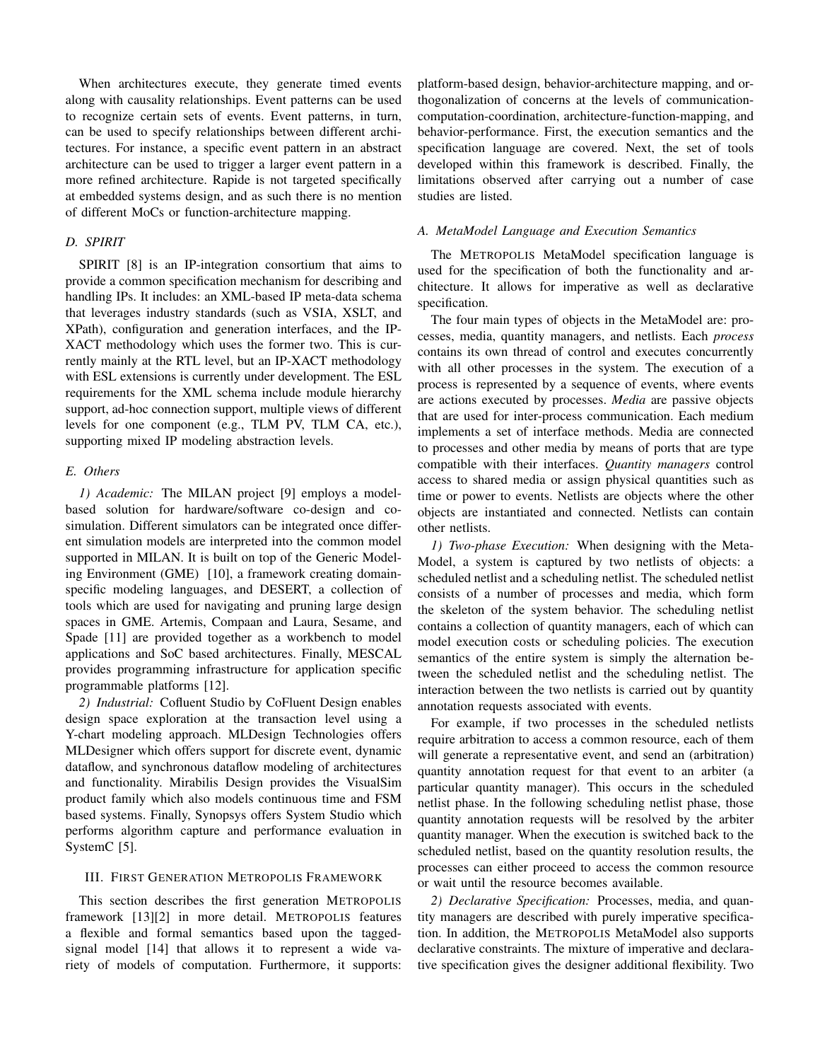When architectures execute, they generate timed events along with causality relationships. Event patterns can be used to recognize certain sets of events. Event patterns, in turn, can be used to specify relationships between different architectures. For instance, a specific event pattern in an abstract architecture can be used to trigger a larger event pattern in a more refined architecture. Rapide is not targeted specifically at embedded systems design, and as such there is no mention of different MoCs or function-architecture mapping.

### D. SPIRIT

SPIRIT [8] is an IP-integration consortium that aims to provide a common specification mechanism for describing and handling IPs. It includes: an XML-based IP meta-data schema that leverages industry standards (such as VSIA, XSLT, and XPath), configuration and generation interfaces, and the IP-XACT methodology which uses the former two. This is currently mainly at the RTL level, but an IP-XACT methodology with ESL extensions is currently under development. The ESL requirements for the XML schema include module hierarchy support, ad-hoc connection support, multiple views of different levels for one component (e.g., TLM PV, TLM CA, etc.), supporting mixed IP modeling abstraction levels.

### E. Others

*1) Academic:* The MILAN project [9] employs a model-based solution for hardware/software co-design and co-simulation. Different simulators can be integrated once different simulation models are interpreted into the common model supported in MILAN. It is built on top of the Generic Modeling Environment (GME) [10], a framework creating domain-specific modeling languages, and DESERT, a collection of tools which are used for navigating and pruning large design spaces in GME. Artemis, Compaan and Laura, Sesame, and Spade [11] are provided together as a workbench to model applications and SoC based architectures. Finally, MESCAL provides programming infrastructure for application specific programmable platforms [12].

*2) Industrial:* Cofluent Studio by CoFluent Design enables design space exploration at the transaction level using a Y-chart modeling approach. MLDesign Technologies offers MLDesigner which offers support for discrete event, dynamic dataflow, and synchronous dataflow modeling of architectures and functionality. Mirabilis Design provides the VisualSim product family which also models continuous time and FSM based systems. Finally, Synopsys offers System Studio which performs algorithm capture and performance evaluation in SystemC [5].

## III. First Generation Metropolis Framework

This section describes the first generation METROPOLIS framework [13][2] in more detail. METROPOLIS features a flexible and formal semantics based upon the tagged-signal model [14] that allows it to represent a wide variety of models of computation. Furthermore, it supports: platform-based design, behavior-architecture mapping, and orthogonalization of concerns at the levels of communication-computation-coordination, architecture-function-mapping, and behavior-performance. First, the execution semantics and the specification language are covered. Next, the set of tools developed within this framework is described. Finally, the limitations observed after carrying out a number of case studies are listed.

### A. MetaModel Language and Execution Semantics

The METROPOLIS MetaModel specification language is used for the specification of both the functionality and architecture. It allows for imperative as well as declarative specification.

The four main types of objects in the MetaModel are: processes, media, quantity managers, and netlists. Each *process* contains its own thread of control and executes concurrently with all other processes in the system. The execution of a process is represented by a sequence of events, where events are actions executed by processes. *Media* are passive objects that are used for inter-process communication. Each medium implements a set of interface methods. Media are connected to processes and other media by means of ports that are type compatible with their interfaces. *Quantity managers* control access to shared media or assign physical quantities such as time or power to events. Netlists are objects where the other objects are instantiated and connected. Netlists can contain other netlists.

*1) Two-phase Execution:* When designing with the MetaModel, a system is captured by two netlists of objects: a scheduled netlist and a scheduling netlist. The scheduled netlist consists of a number of processes and media, which form the skeleton of the system behavior. The scheduling netlist contains a collection of quantity managers, each of which can model execution costs or scheduling policies. The execution semantics of the entire system is simply the alternation between the scheduled netlist and the scheduling netlist. The interaction between the two netlists is carried out by quantity annotation requests associated with events.

For example, if two processes in the scheduled netlists require arbitration to access a common resource, each of them will generate a representative event, and send an (arbitration) quantity annotation request for that event to an arbiter (a particular quantity manager). This occurs in the scheduled netlist phase. In the following scheduling netlist phase, those quantity annotation requests will be resolved by the arbiter quantity manager. When the execution is switched back to the scheduled netlist, based on the quantity resolution results, the processes can either proceed to access the common resource or wait until the resource becomes available.

*2) Declarative Specification:* Processes, media, and quantity managers are described with purely imperative specification. In addition, the METROPOLIS MetaModel also supports declarative constraints. The mixture of imperative and declarative specification gives the designer additional flexibility. Two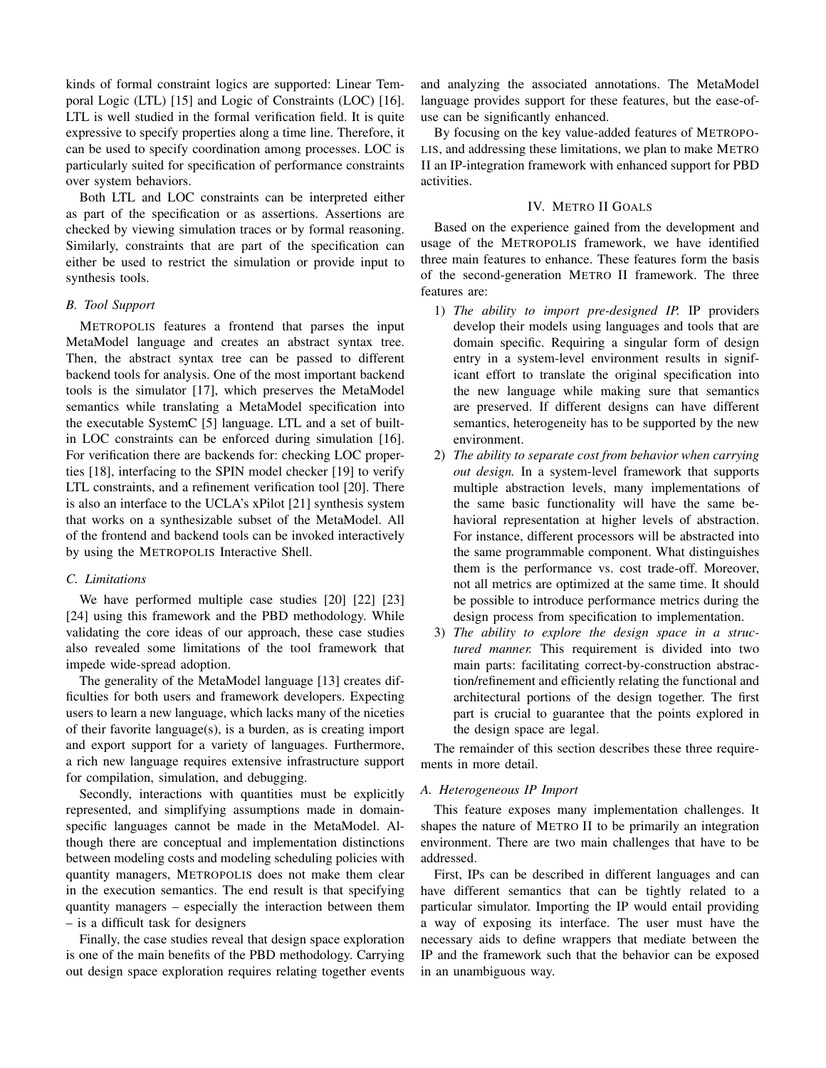kinds of formal constraint logics are supported: Linear Temporal Logic (LTL) [15] and Logic of Constraints (LOC) [16]. LTL is well studied in the formal verification field. It is quite expressive to specify properties along a time line. Therefore, it can be used to specify coordination among processes. LOC is particularly suited for specification of performance constraints over system behaviors.

Both LTL and LOC constraints can be interpreted either as part of the specification or as assertions. Assertions are checked by viewing simulation traces or by formal reasoning. Similarly, constraints that are part of the specification can either be used to restrict the simulation or provide input to synthesis tools.

### B. Tool Support

METROPOLIS features a frontend that parses the input MetaModel language and creates an abstract syntax tree. Then, the abstract syntax tree can be passed to different backend tools for analysis. One of the most important backend tools is the simulator [17], which preserves the MetaModel semantics while translating a MetaModel specification into the executable SystemC [5] language. LTL and a set of built-in LOC constraints can be enforced during simulation [16]. For verification there are backends for: checking LOC properties [18], interfacing to the SPIN model checker [19] to verify LTL constraints, and a refinement verification tool [20]. There is also an interface to the UCLA's xPilot [21] synthesis system that works on a synthesizable subset of the MetaModel. All of the frontend and backend tools can be invoked interactively by using the METROPOLIS Interactive Shell.

### C. Limitations

We have performed multiple case studies [20] [22] [23] [24] using this framework and the PBD methodology. While validating the core ideas of our approach, these case studies also revealed some limitations of the tool framework that impede wide-spread adoption.

The generality of the MetaModel language [13] creates difficulties for both users and framework developers. Expecting users to learn a new language, which lacks many of the niceties of their favorite language(s), is a burden, as is creating import and export support for a variety of languages. Furthermore, a rich new language requires extensive infrastructure support for compilation, simulation, and debugging.

Secondly, interactions with quantities must be explicitly represented, and simplifying assumptions made in domain-specific languages cannot be made in the MetaModel. Although there are conceptual and implementation distinctions between modeling costs and modeling scheduling policies with quantity managers, METROPOLIS does not make them clear in the execution semantics. The end result is that specifying quantity managers – especially the interaction between them – is a difficult task for designers

Finally, the case studies reveal that design space exploration is one of the main benefits of the PBD methodology. Carrying out design space exploration requires relating together events and analyzing the associated annotations. The MetaModel language provides support for these features, but the ease-of-use can be significantly enhanced.

By focusing on the key value-added features of METROPOLIS, and addressing these limitations, we plan to make METRO II an IP-integration framework with enhanced support for PBD activities.

## IV. METRO II GOALS

Based on the experience gained from the development and usage of the METROPOLIS framework, we have identified three main features to enhance. These features form the basis of the second-generation METRO II framework. The three features are:

1) *The ability to import pre-designed IP.* IP providers develop their models using languages and tools that are domain specific. Requiring a singular form of design entry in a system-level environment results in significant effort to translate the original specification into the new language while making sure that semantics are preserved. If different designs can have different semantics, heterogeneity has to be supported by the new environment.
2) *The ability to separate cost from behavior when carrying out design.* In a system-level framework that supports multiple abstraction levels, many implementations of the same basic functionality will have the same behavioral representation at higher levels of abstraction. For instance, different processors will be abstracted into the same programmable component. What distinguishes them is the performance vs. cost trade-off. Moreover, not all metrics are optimized at the same time. It should be possible to introduce performance metrics during the design process from specification to implementation.
3) *The ability to explore the design space in a structured manner.* This requirement is divided into two main parts: facilitating correct-by-construction abstraction/refinement and efficiently relating the functional and architectural portions of the design together. The first part is crucial to guarantee that the points explored in the design space are legal.

The remainder of this section describes these three requirements in more detail.

### A. Heterogeneous IP Import

This feature exposes many implementation challenges. It shapes the nature of METRO II to be primarily an integration environment. There are two main challenges that have to be addressed.

First, IPs can be described in different languages and can have different semantics that can be tightly related to a particular simulator. Importing the IP would entail providing a way of exposing its interface. The user must have the necessary aids to define wrappers that mediate between the IP and the framework such that the behavior can be exposed in an unambiguous way.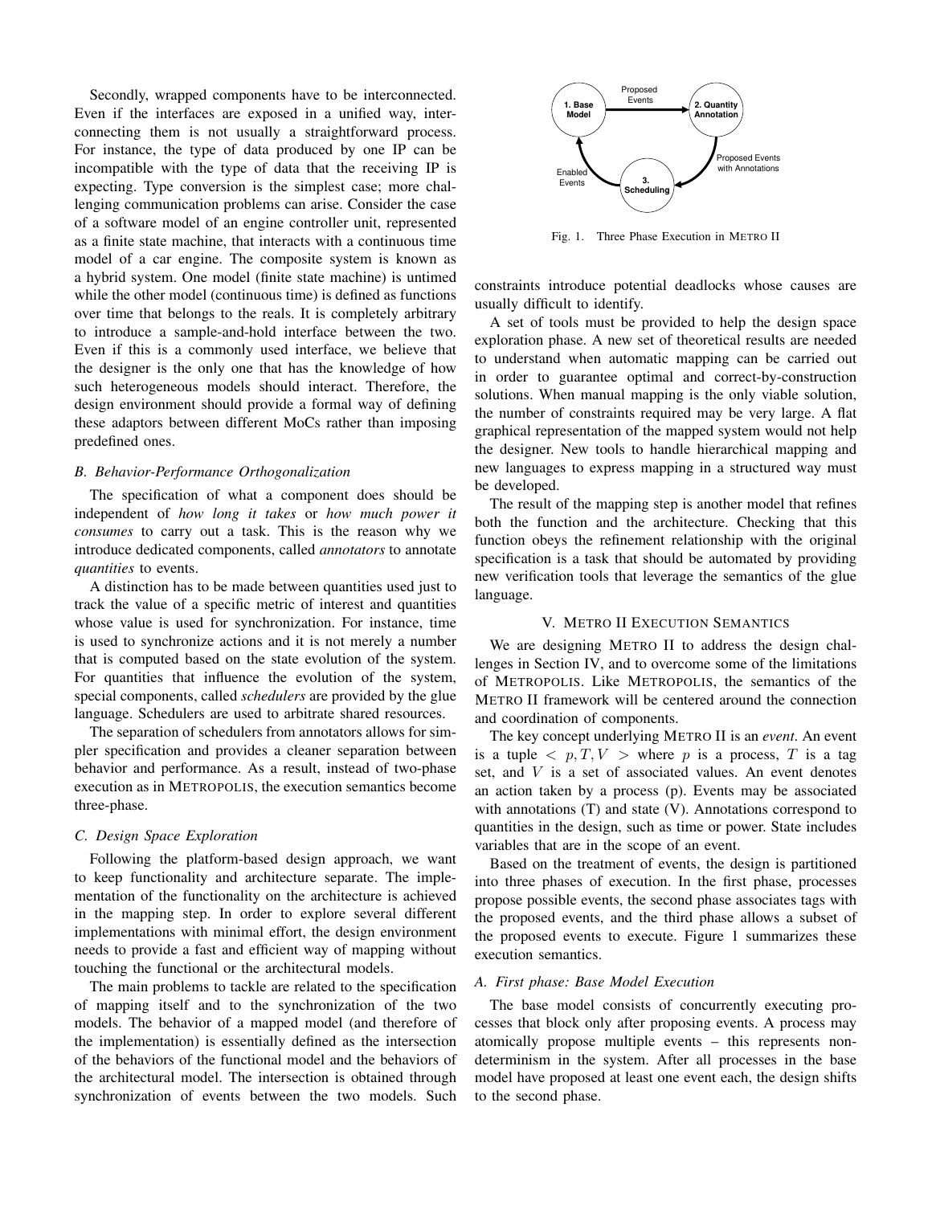Secondly, wrapped components have to be interconnected. Even if the interfaces are exposed in a unified way, interconnecting them is not usually a straightforward process. For instance, the type of data produced by one IP can be incompatible with the type of data that the receiving IP is expecting. Type conversion is the simplest case; more challenging communication problems can arise. Consider the case of a software model of an engine controller unit, represented as a finite state machine, that interacts with a continuous time model of a car engine. The composite system is known as a hybrid system. One model (finite state machine) is untimed while the other model (continuous time) is defined as functions over time that belongs to the reals. It is completely arbitrary to introduce a sample-and-hold interface between the two. Even if this is a commonly used interface, we believe that the designer is the only one that has the knowledge of how such heterogeneous models should interact. Therefore, the design environment should provide a formal way of defining these adaptors between different MoCs rather than imposing predefined ones.

### B. Behavior-Performance Orthogonalization

The specification of what a component does should be independent of *how long it takes* or *how much power it consumes* to carry out a task. This is the reason why we introduce dedicated components, called *annotators* to annotate *quantities* to events.

A distinction has to be made between quantities used just to track the value of a specific metric of interest and quantities whose value is used for synchronization. For instance, time is used to synchronize actions and it is not merely a number that is computed based on the state evolution of the system. For quantities that influence the evolution of the system, special components, called *schedulers* are provided by the glue language. Schedulers are used to arbitrate shared resources.

The separation of schedulers from annotators allows for simpler specification and provides a cleaner separation between behavior and performance. As a result, instead of two-phase execution as in METROPOLIS, the execution semantics become three-phase.

### C. Design Space Exploration

Following the platform-based design approach, we want to keep functionality and architecture separate. The implementation of the functionality on the architecture is achieved in the mapping step. In order to explore several different implementations with minimal effort, the design environment needs to provide a fast and efficient way of mapping without touching the functional or the architectural models.

The main problems to tackle are related to the specification of mapping itself and to the synchronization of the two models. The behavior of a mapped model (and therefore of the implementation) is essentially defined as the intersection of the behaviors of the functional model and the behaviors of the architectural model. The intersection is obtained through synchronization of events between the two models. Such constraints introduce potential deadlocks whose causes are usually difficult to identify.

A set of tools must be provided to help the design space exploration phase. A new set of theoretical results are needed to understand when automatic mapping can be carried out in order to guarantee optimal and correct-by-construction solutions. When manual mapping is the only viable solution, the number of constraints required may be very large. A flat graphical representation of the mapped system would not help the designer. New tools to handle hierarchical mapping and new languages to express mapping in a structured way must be developed.

The result of the mapping step is another model that refines both the function and the architecture. Checking that this function obeys the refinement relationship with the original specification is a task that should be automated by providing new verification tools that leverage the semantics of the glue language.

Fig. 1. Three Phase Execution in METRO II

## V. METRO II Execution Semantics

We are designing METRO II to address the design challenges in Section IV, and to overcome some of the limitations of METROPOLIS. Like METROPOLIS, the semantics of the METRO II framework will be centered around the connection and coordination of components.

The key concept underlying METRO II is an *event*. An event is a tuple $< p, T, V >$ where $p$ is a process, $T$ is a tag set, and $V$ is a set of associated values. An event denotes an action taken by a process (p). Events may be associated with annotations (T) and state (V). Annotations correspond to quantities in the design, such as time or power. State includes variables that are in the scope of an event.

Based on the treatment of events, the design is partitioned into three phases of execution. In the first phase, processes propose possible events, the second phase associates tags with the proposed events, and the third phase allows a subset of the proposed events to execute. Figure 1 summarizes these execution semantics.

### A. First phase: Base Model Execution

The base model consists of concurrently executing processes that block only after proposing events. A process may atomically propose multiple events – this represents nondeterminism in the system. After all processes in the base model have proposed at least one event each, the design shifts to the second phase.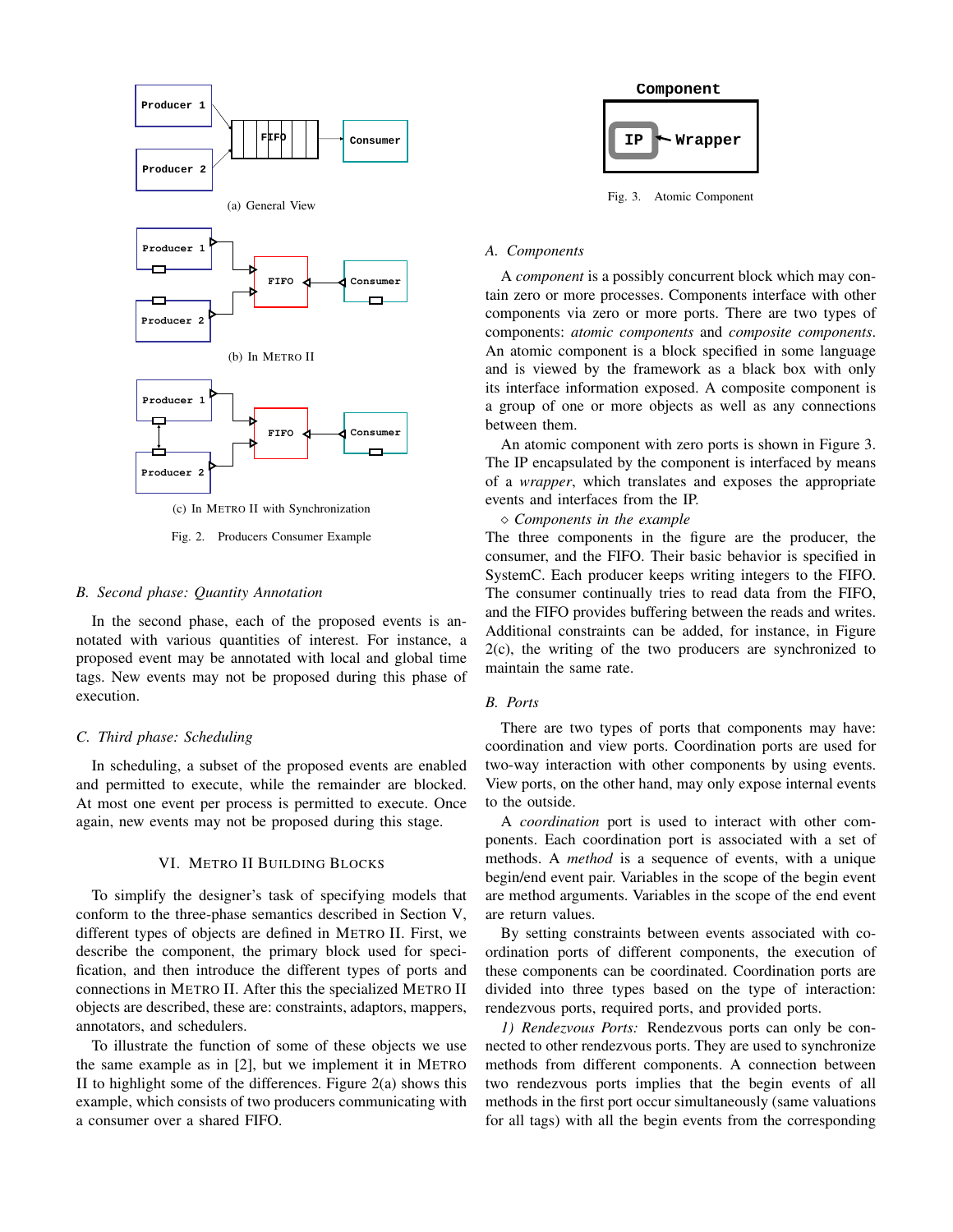(a) General View

(b) In METRO II

(c) In METRO II with Synchronization

Fig. 2. Producers Consumer Example

### B. Second phase: Quantity Annotation

In the second phase, each of the proposed events is annotated with various quantities of interest. For instance, a proposed event may be annotated with local and global time tags. New events may not be proposed during this phase of execution.

### C. Third phase: Scheduling

In scheduling, a subset of the proposed events are enabled and permitted to execute, while the remainder are blocked. At most one event per process is permitted to execute. Once again, new events may not be proposed during this stage.

## VI. METRO II BUILDING BLOCKS

To simplify the designer's task of specifying models that conform to the three-phase semantics described in Section V, different types of objects are defined in METRO II. First, we describe the component, the primary block used for specification, and then introduce the different types of ports and connections in METRO II. After this the specialized METRO II objects are described, these are: constraints, adaptors, mappers, annotators, and schedulers.

To illustrate the function of some of these objects we use the same example as in [2], but we implement it in METRO II to highlight some of the differences. Figure 2(a) shows this example, which consists of two producers communicating with a consumer over a shared FIFO.

Fig. 3. Atomic Component

### A. Components

A *component* is a possibly concurrent block which may contain zero or more processes. Components interface with other components via zero or more ports. There are two types of components: *atomic components* and *composite components*. An atomic component is a block specified in some language and is viewed by the framework as a black box with only its interface information exposed. A composite component is a group of one or more objects as well as any connections between them.

An atomic component with zero ports is shown in Figure 3. The IP encapsulated by the component is interfaced by means of a *wrapper*, which translates and exposes the appropriate events and interfaces from the IP.

◇ *Components in the example*
The three components in the figure are the producer, the consumer, and the FIFO. Their basic behavior is specified in SystemC. Each producer keeps writing integers to the FIFO. The consumer continually tries to read data from the FIFO, and the FIFO provides buffering between the reads and writes. Additional constraints can be added, for instance, in Figure 2(c), the writing of the two producers are synchronized to maintain the same rate.

### B. Ports

There are two types of ports that components may have: coordination and view ports. Coordination ports are used for two-way interaction with other components by using events. View ports, on the other hand, may only expose internal events to the outside.

A *coordination* port is used to interact with other components. Each coordination port is associated with a set of methods. A *method* is a sequence of events, with a unique begin/end event pair. Variables in the scope of the begin event are method arguments. Variables in the scope of the end event are return values.

By setting constraints between events associated with coordination ports of different components, the execution of these components can be coordinated. Coordination ports are divided into three types based on the type of interaction: rendezvous ports, required ports, and provided ports.

*1) Rendezvous Ports:* Rendezvous ports can only be connected to other rendezvous ports. They are used to synchronize methods from different components. A connection between two rendezvous ports implies that the begin events of all methods in the first port occur simultaneously (same valuations for all tags) with all the begin events from the corresponding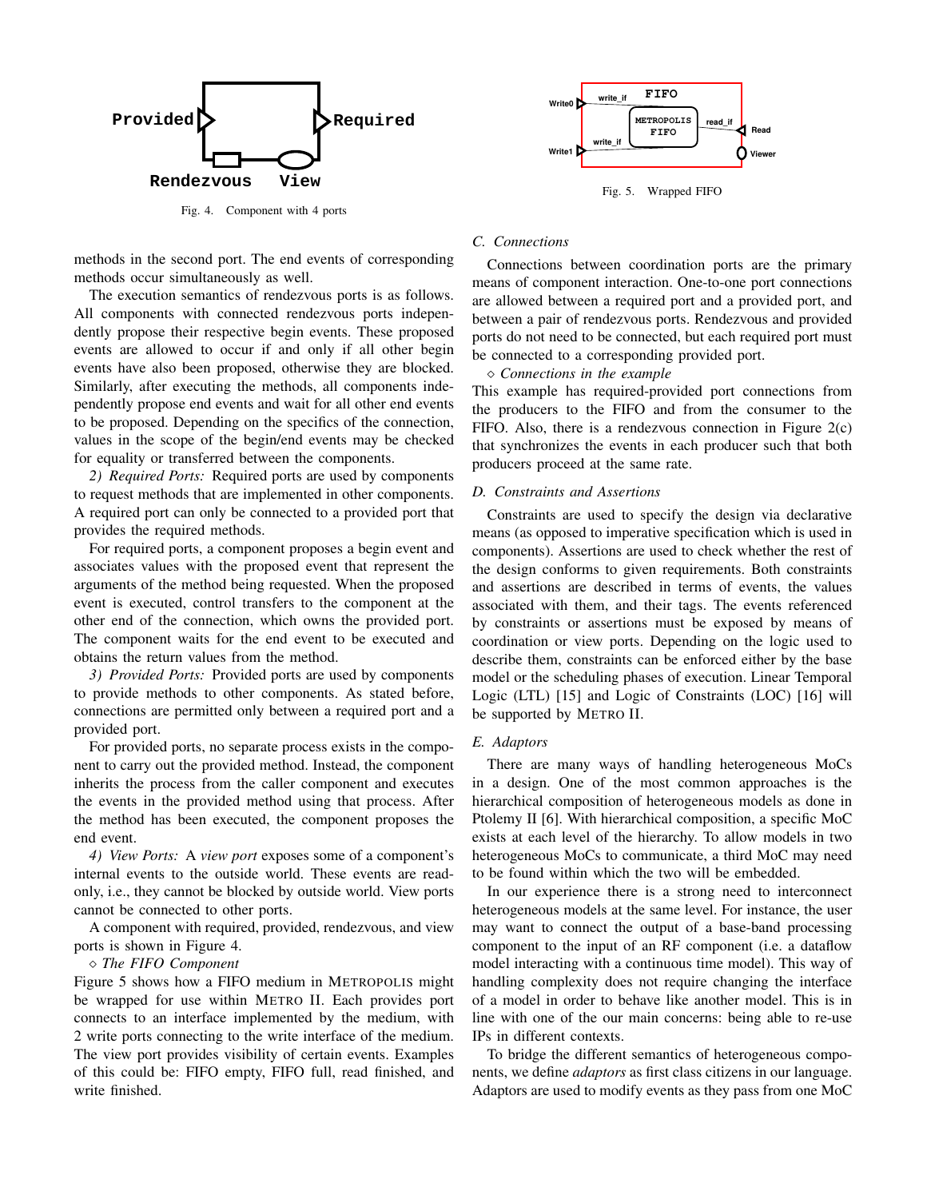Fig. 4. Component with 4 ports

Fig. 5. Wrapped FIFO

methods in the second port. The end events of corresponding methods occur simultaneously as well.

The execution semantics of rendezvous ports is as follows. All components with connected rendezvous ports independently propose their respective begin events. These proposed events are allowed to occur if and only if all other begin events have also been proposed, otherwise they are blocked. Similarly, after executing the methods, all components independently propose end events and wait for all other end events to be proposed. Depending on the specifics of the connection, values in the scope of the begin/end events may be checked for equality or transferred between the components.

*2) Required Ports:* Required ports are used by components to request methods that are implemented in other components. A required port can only be connected to a provided port that provides the required methods.

For required ports, a component proposes a begin event and associates values with the proposed event that represent the arguments of the method being requested. When the proposed event is executed, control transfers to the component at the other end of the connection, which owns the provided port. The component waits for the end event to be executed and obtains the return values from the method.

*3) Provided Ports:* Provided ports are used by components to provide methods to other components. As stated before, connections are permitted only between a required port and a provided port.

For provided ports, no separate process exists in the component to carry out the provided method. Instead, the component inherits the process from the caller component and executes the events in the provided method using that process. After the method has been executed, the component proposes the end event.

*4) View Ports:* A *view port* exposes some of a component's internal events to the outside world. These events are read-only, i.e., they cannot be blocked by outside world. View ports cannot be connected to other ports.

A component with required, provided, rendezvous, and view ports is shown in Figure 4.

⋄ *The FIFO Component*

Figure 5 shows how a FIFO medium in METROPOLIS might be wrapped for use within METRO II. Each provides port connects to an interface implemented by the medium, with 2 write ports connecting to the write interface of the medium. The view port provides visibility of certain events. Examples of this could be: FIFO empty, FIFO full, read finished, and write finished.

### C. Connections

Connections between coordination ports are the primary means of component interaction. One-to-one port connections are allowed between a required port and a provided port, and between a pair of rendezvous ports. Rendezvous and provided ports do not need to be connected, but each required port must be connected to a corresponding provided port.

⋄ *Connections in the example*

This example has required-provided port connections from the producers to the FIFO and from the consumer to the FIFO. Also, there is a rendezvous connection in Figure 2(c) that synchronizes the events in each producer such that both producers proceed at the same rate.

### D. Constraints and Assertions

Constraints are used to specify the design via declarative means (as opposed to imperative specification which is used in components). Assertions are used to check whether the rest of the design conforms to given requirements. Both constraints and assertions are described in terms of events, the values associated with them, and their tags. The events referenced by constraints or assertions must be exposed by means of coordination or view ports. Depending on the logic used to describe them, constraints can be enforced either by the base model or the scheduling phases of execution. Linear Temporal Logic (LTL) [15] and Logic of Constraints (LOC) [16] will be supported by METRO II.

### E. Adaptors

There are many ways of handling heterogeneous MoCs in a design. One of the most common approaches is the hierarchical composition of heterogeneous models as done in Ptolemy II [6]. With hierarchical composition, a specific MoC exists at each level of the hierarchy. To allow models in two heterogeneous MoCs to communicate, a third MoC may need to be found within which the two will be embedded.

In our experience there is a strong need to interconnect heterogeneous models at the same level. For instance, the user may want to connect the output of a base-band processing component to the input of an RF component (i.e. a dataflow model interacting with a continuous time model). This way of handling complexity does not require changing the interface of a model in order to behave like another model. This is in line with one of the our main concerns: being able to re-use IPs in different contexts.

To bridge the different semantics of heterogeneous components, we define *adaptors* as first class citizens in our language. Adaptors are used to modify events as they pass from one MoC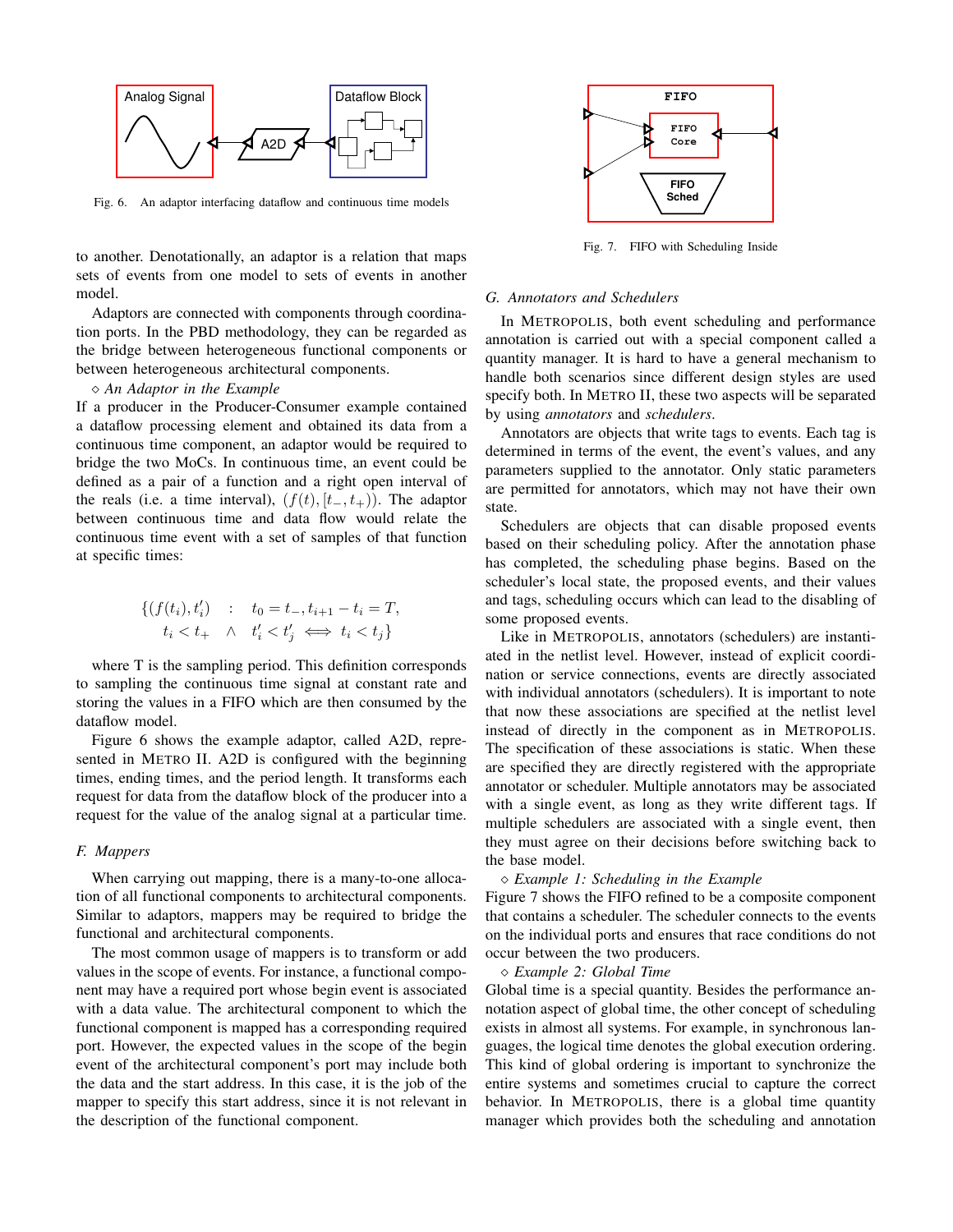Fig. 6. An adaptor interfacing dataflow and continuous time models

to another. Denotationally, an adaptor is a relation that maps sets of events from one model to sets of events in another model.

Adaptors are connected with components through coordination ports. In the PBD methodology, they can be regarded as the bridge between heterogeneous functional components or between heterogeneous architectural components.

⋄ *An Adaptor in the Example*
If a producer in the Producer-Consumer example contained a dataflow processing element and obtained its data from a continuous time component, an adaptor would be required to bridge the two MoCs. In continuous time, an event could be defined as a pair of a function and a right open interval of the reals (i.e. a time interval), $(f(t), [t_-, t_+))$. The adaptor between continuous time and data flow would relate the continuous time event with a set of samples of that function at specific times:

$$\{(f(t_i), t'_i) \quad : \quad t_0 = t_-, t_{i+1} - t_i = T, \\ t_i < t_+ \quad \wedge \quad t'_i < t'_j \iff t_i < t_j\}$$

where T is the sampling period. This definition corresponds to sampling the continuous time signal at constant rate and storing the values in a FIFO which are then consumed by the dataflow model.

Figure 6 shows the example adaptor, called A2D, represented in METRO II. A2D is configured with the beginning times, ending times, and the period length. It transforms each request for data from the dataflow block of the producer into a request for the value of the analog signal at a particular time.

### F. Mappers

When carrying out mapping, there is a many-to-one allocation of all functional components to architectural components. Similar to adaptors, mappers may be required to bridge the functional and architectural components.

The most common usage of mappers is to transform or add values in the scope of events. For instance, a functional component may have a required port whose begin event is associated with a data value. The architectural component to which the functional component is mapped has a corresponding required port. However, the expected values in the scope of the begin event of the architectural component's port may include both the data and the start address. In this case, it is the job of the mapper to specify this start address, since it is not relevant in the description of the functional component.

Fig. 7. FIFO with Scheduling Inside

### G. Annotators and Schedulers

In METROPOLIS, both event scheduling and performance annotation is carried out with a special component called a quantity manager. It is hard to have a general mechanism to handle both scenarios since different design styles are used specify both. In METRO II, these two aspects will be separated by using *annotators* and *schedulers*.

Annotators are objects that write tags to events. Each tag is determined in terms of the event, the event's values, and any parameters supplied to the annotator. Only static parameters are permitted for annotators, which may not have their own state.

Schedulers are objects that can disable proposed events based on their scheduling policy. After the annotation phase has completed, the scheduling phase begins. Based on the scheduler's local state, the proposed events, and their values and tags, scheduling occurs which can lead to the disabling of some proposed events.

Like in METROPOLIS, annotators (schedulers) are instantiated in the netlist level. However, instead of explicit coordination or service connections, events are directly associated with individual annotators (schedulers). It is important to note that now these associations are specified at the netlist level instead of directly in the component as in METROPOLIS. The specification of these associations is static. When these are specified they are directly registered with the appropriate annotator or scheduler. Multiple annotators may be associated with a single event, as long as they write different tags. If multiple schedulers are associated with a single event, then they must agree on their decisions before switching back to the base model.

⋄ *Example 1: Scheduling in the Example*
Figure 7 shows the FIFO refined to be a composite component that contains a scheduler. The scheduler connects to the events on the individual ports and ensures that race conditions do not occur between the two producers.

⋄ *Example 2: Global Time*
Global time is a special quantity. Besides the performance annotation aspect of global time, the other concept of scheduling exists in almost all systems. For example, in synchronous languages, the logical time denotes the global execution ordering. This kind of global ordering is important to synchronize the entire systems and sometimes crucial to capture the correct behavior. In METROPOLIS, there is a global time quantity manager which provides both the scheduling and annotation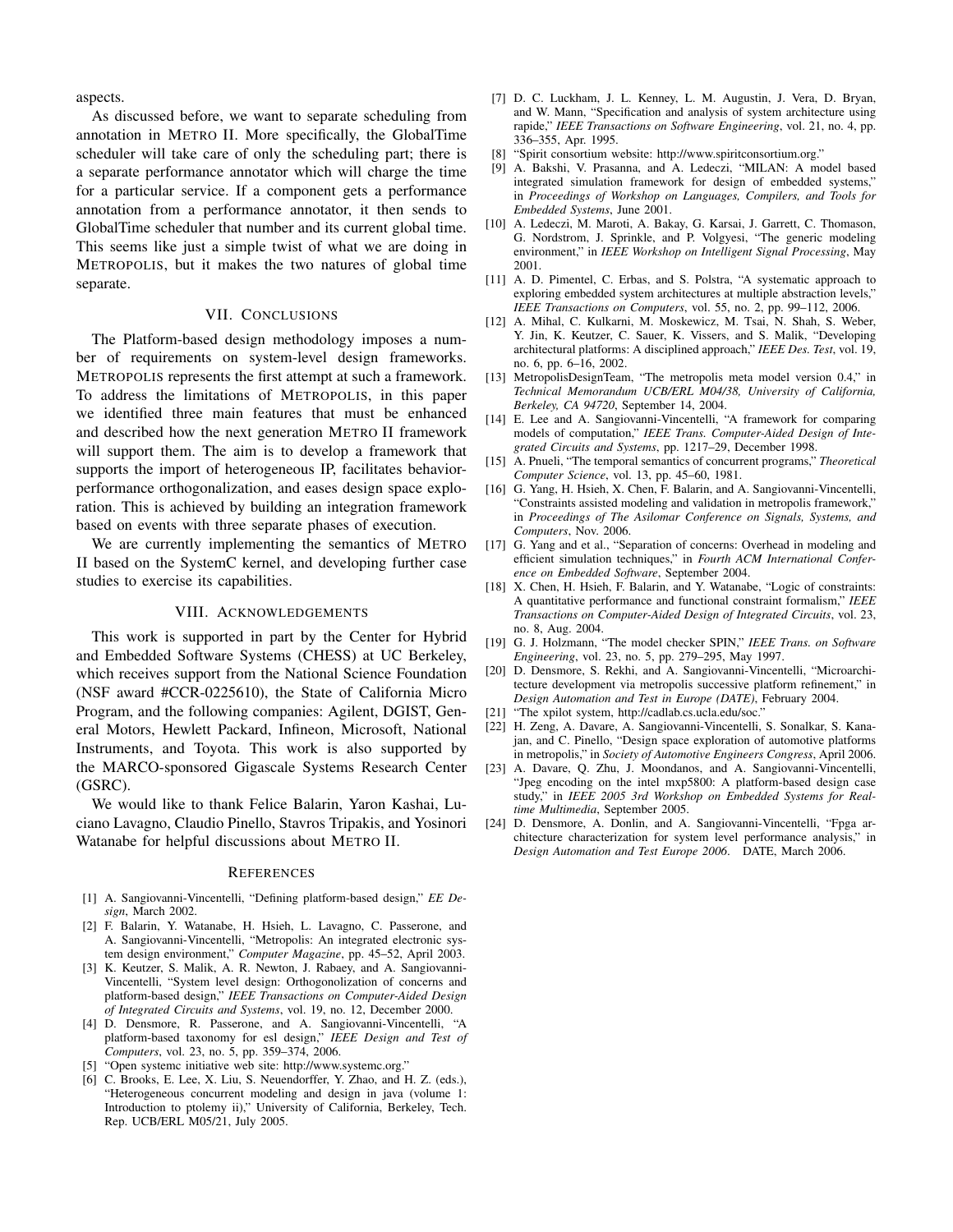aspects.

As discussed before, we want to separate scheduling from annotation in METRO II. More specifically, the GlobalTime scheduler will take care of only the scheduling part; there is a separate performance annotator which will charge the time for a particular service. If a component gets a performance annotation from a performance annotator, it then sends to GlobalTime scheduler that number and its current global time. This seems like just a simple twist of what we are doing in METROPOLIS, but it makes the two natures of global time separate.

## VII. CONCLUSIONS

The Platform-based design methodology imposes a number of requirements on system-level design frameworks. METROPOLIS represents the first attempt at such a framework. To address the limitations of METROPOLIS, in this paper we identified three main features that must be enhanced and described how the next generation METRO II framework will support them. The aim is to develop a framework that supports the import of heterogeneous IP, facilitates behavior-performance orthogonalization, and eases design space exploration. This is achieved by building an integration framework based on events with three separate phases of execution.

We are currently implementing the semantics of METRO II based on the SystemC kernel, and developing further case studies to exercise its capabilities.

## VIII. ACKNOWLEDGEMENTS

This work is supported in part by the Center for Hybrid and Embedded Software Systems (CHESS) at UC Berkeley, which receives support from the National Science Foundation (NSF award #CCR-0225610), the State of California Micro Program, and the following companies: Agilent, DGIST, General Motors, Hewlett Packard, Infineon, Microsoft, National Instruments, and Toyota. This work is also supported by the MARCO-sponsored Gigascale Systems Research Center (GSRC).

We would like to thank Felice Balarin, Yaron Kashai, Luciano Lavagno, Claudio Pinello, Stavros Tripakis, and Yosinori Watanabe for helpful discussions about METRO II.

## REFERENCES

[1] A. Sangiovanni-Vincentelli, "Defining platform-based design," *EE Design*, March 2002.

[2] F. Balarin, Y. Watanabe, H. Hsieh, L. Lavagno, C. Passerone, and A. Sangiovanni-Vincentelli, "Metropolis: An integrated electronic system design environment," *Computer Magazine*, pp. 45–52, April 2003.

[3] K. Keutzer, S. Malik, A. R. Newton, J. Rabaey, and A. Sangiovanni-Vincentelli, "System level design: Orthogonolization of concerns and platform-based design," *IEEE Transactions on Computer-Aided Design of Integrated Circuits and Systems*, vol. 19, no. 12, December 2000.

[4] D. Densmore, R. Passerone, and A. Sangiovanni-Vincentelli, "A platform-based taxonomy for esl design," *IEEE Design and Test of Computers*, vol. 23, no. 5, pp. 359–374, 2006.

[5] "Open systemc initiative web site: http://www.systemc.org."

[6] C. Brooks, E. Lee, X. Liu, S. Neuendorffer, Y. Zhao, and H. Z. (eds.), "Heterogeneous concurrent modeling and design in java (volume 1: Introduction to ptolemy ii)," University of California, Berkeley, Tech. Rep. UCB/ERL M05/21, July 2005.

[7] D. C. Luckham, J. L. Kenney, L. M. Augustin, J. Vera, D. Bryan, and W. Mann, "Specification and analysis of system architecture using rapide," *IEEE Transactions on Software Engineering*, vol. 21, no. 4, pp. 336–355, Apr. 1995.

[8] "Spirit consortium website: http://www.spiritconsortium.org."

[9] A. Bakshi, V. Prasanna, and A. Ledeczi, "MILAN: A model based integrated simulation framework for design of embedded systems," in *Proceedings of Workshop on Languages, Compilers, and Tools for Embedded Systems*, June 2001.

[10] A. Ledeczi, M. Maroti, A. Bakay, G. Karsai, J. Garrett, C. Thomason, G. Nordstrom, J. Sprinkle, and P. Volgyesi, "The generic modeling environment," in *IEEE Workshop on Intelligent Signal Processing*, May 2001.

[11] A. D. Pimentel, C. Erbas, and S. Polstra, "A systematic approach to exploring embedded system architectures at multiple abstraction levels," *IEEE Transactions on Computers*, vol. 55, no. 2, pp. 99–112, 2006.

[12] A. Mihal, C. Kulkarni, M. Moskewicz, M. Tsai, N. Shah, S. Weber, Y. Jin, K. Keutzer, C. Sauer, K. Vissers, and S. Malik, "Developing architectural platforms: A disciplined approach," *IEEE Des. Test*, vol. 19, no. 6, pp. 6–16, 2002.

[13] MetropolisDesignTeam, "The metropolis meta model version 0.4," in *Technical Memorandum UCB/ERL M04/38, University of California, Berkeley, CA 94720*, September 14, 2004.

[14] E. Lee and A. Sangiovanni-Vincentelli, "A framework for comparing models of computation," *IEEE Trans. Computer-Aided Design of Integrated Circuits and Systems*, pp. 1217–29, December 1998.

[15] A. Pnueli, "The temporal semantics of concurrent programs," *Theoretical Computer Science*, vol. 13, pp. 45–60, 1981.

[16] G. Yang, H. Hsieh, X. Chen, F. Balarin, and A. Sangiovanni-Vincentelli, "Constraints assisted modeling and validation in metropolis framework," in *Proceedings of The Asilomar Conference on Signals, Systems, and Computers*, Nov. 2006.

[17] G. Yang and et al., "Separation of concerns: Overhead in modeling and efficient simulation techniques," in *Fourth ACM International Conference on Embedded Software*, September 2004.

[18] X. Chen, H. Hsieh, F. Balarin, and Y. Watanabe, "Logic of constraints: A quantitative performance and functional constraint formalism," *IEEE Transactions on Computer-Aided Design of Integrated Circuits*, vol. 23, no. 8, Aug. 2004.

[19] G. J. Holzmann, "The model checker SPIN," *IEEE Trans. on Software Engineering*, vol. 23, no. 5, pp. 279–295, May 1997.

[20] D. Densmore, S. Rekhi, and A. Sangiovanni-Vincentelli, "Microarchitecture development via metropolis successive platform refinement," in *Design Automation and Test in Europe (DATE)*, February 2004.

[21] "The xpilot system, http://cadlab.cs.ucla.edu/soc."

[22] H. Zeng, A. Davare, A. Sangiovanni-Vincentelli, S. Sonalkar, S. Kanajan, and C. Pinello, "Design space exploration of automotive platforms in metropolis," in *Society of Automotive Engineers Congress*, April 2006.

[23] A. Davare, Q. Zhu, J. Moondanos, and A. Sangiovanni-Vincentelli, "Jpeg encoding on the intel mxp5800: A platform-based design case study," in *IEEE 2005 3rd Workshop on Embedded Systems for Real-time Multimedia*, September 2005.

[24] D. Densmore, A. Donlin, and A. Sangiovanni-Vincentelli, "Fpga architecture characterization for system level performance analysis," in *Design Automation and Test Europe 2006*. DATE, March 2006.